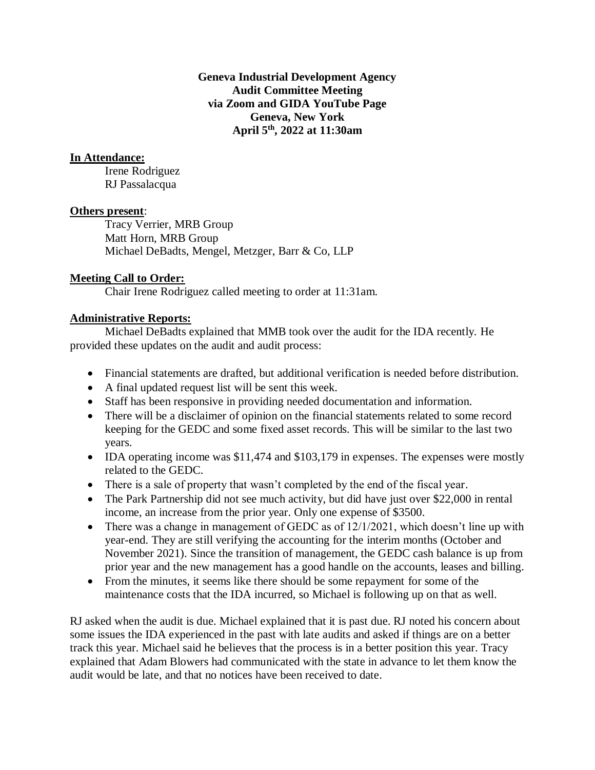**Geneva Industrial Development Agency**
**Audit Committee Meeting**
**via Zoom and GIDA YouTube Page**
**Geneva, New York**
**April 5th, 2022 at 11:30am**

**In Attendance:**

Irene Rodriguez
RJ Passalacqua

**Others present**:

Tracy Verrier, MRB Group
Matt Horn, MRB Group
Michael DeBadts, Mengel, Metzger, Barr & Co, LLP

**Meeting Call to Order:**

Chair Irene Rodriguez called meeting to order at 11:31am.

**Administrative Reports:**

Michael DeBadts explained that MMB took over the audit for the IDA recently. He provided these updates on the audit and audit process:

- Financial statements are drafted, but additional verification is needed before distribution.
- A final updated request list will be sent this week.
- Staff has been responsive in providing needed documentation and information.
- There will be a disclaimer of opinion on the financial statements related to some record keeping for the GEDC and some fixed asset records. This will be similar to the last two years.
- IDA operating income was $11,474 and $103,179 in expenses. The expenses were mostly related to the GEDC.
- There is a sale of property that wasn't completed by the end of the fiscal year.
- The Park Partnership did not see much activity, but did have just over $22,000 in rental income, an increase from the prior year. Only one expense of $3500.
- There was a change in management of GEDC as of 12/1/2021, which doesn't line up with year-end. They are still verifying the accounting for the interim months (October and November 2021). Since the transition of management, the GEDC cash balance is up from prior year and the new management has a good handle on the accounts, leases and billing.
- From the minutes, it seems like there should be some repayment for some of the maintenance costs that the IDA incurred, so Michael is following up on that as well.

RJ asked when the audit is due. Michael explained that it is past due. RJ noted his concern about some issues the IDA experienced in the past with late audits and asked if things are on a better track this year. Michael said he believes that the process is in a better position this year. Tracy explained that Adam Blowers had communicated with the state in advance to let them know the audit would be late, and that no notices have been received to date.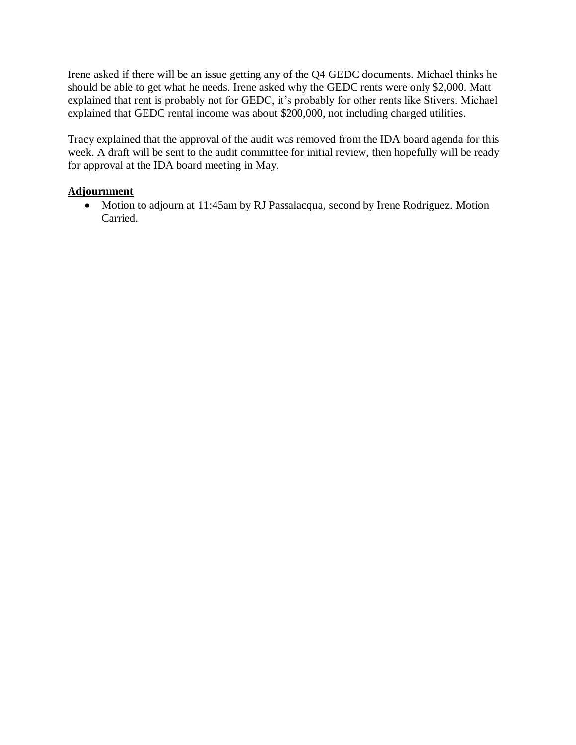Irene asked if there will be an issue getting any of the Q4 GEDC documents. Michael thinks he should be able to get what he needs. Irene asked why the GEDC rents were only $2,000. Matt explained that rent is probably not for GEDC, it's probably for other rents like Stivers. Michael explained that GEDC rental income was about $200,000, not including charged utilities.

Tracy explained that the approval of the audit was removed from the IDA board agenda for this week. A draft will be sent to the audit committee for initial review, then hopefully will be ready for approval at the IDA board meeting in May.

**Adjournment**

- Motion to adjourn at 11:45am by RJ Passalacqua, second by Irene Rodriguez. Motion Carried.